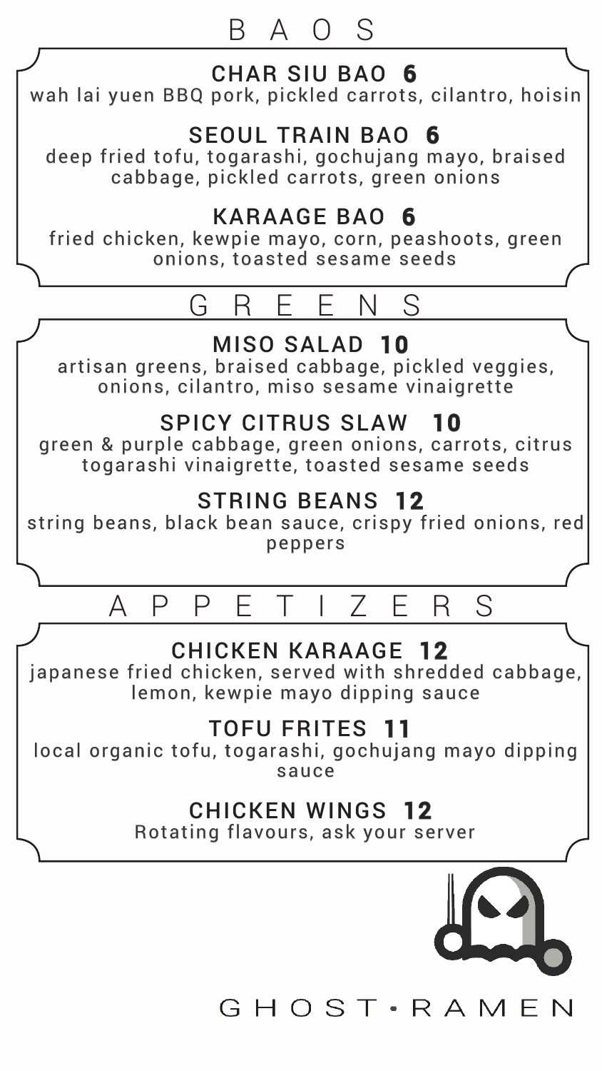# BAOS

### CHAR SIU BAO 6
wah lai yuen BBQ pork, pickled carrots, cilantro, hoisin

### SEOUL TRAIN BAO 6
deep fried tofu, togarashi, gochujang mayo, braised cabbage, pickled carrots, green onions

### KARAAGE BAO 6
fried chicken, kewpie mayo, corn, peashoots, green onions, toasted sesame seeds

# GREENS

### MISO SALAD 10
artisan greens, braised cabbage, pickled veggies, onions, cilantro, miso sesame vinaigrette

### SPICY CITRUS SLAW 10
green & purple cabbage, green onions, carrots, citrus togarashi vinaigrette, toasted sesame seeds

### STRING BEANS 12
string beans, black bean sauce, crispy fried onions, red peppers

# APPETIZERS

### CHICKEN KARAAGE 12
japanese fried chicken, served with shredded cabbage, lemon, kewpie mayo dipping sauce

### TOFU FRITES 11
local organic tofu, togarashi, gochujang mayo dipping sauce

### CHICKEN WINGS 12
Rotating flavours, ask your server

GHOST•RAMEN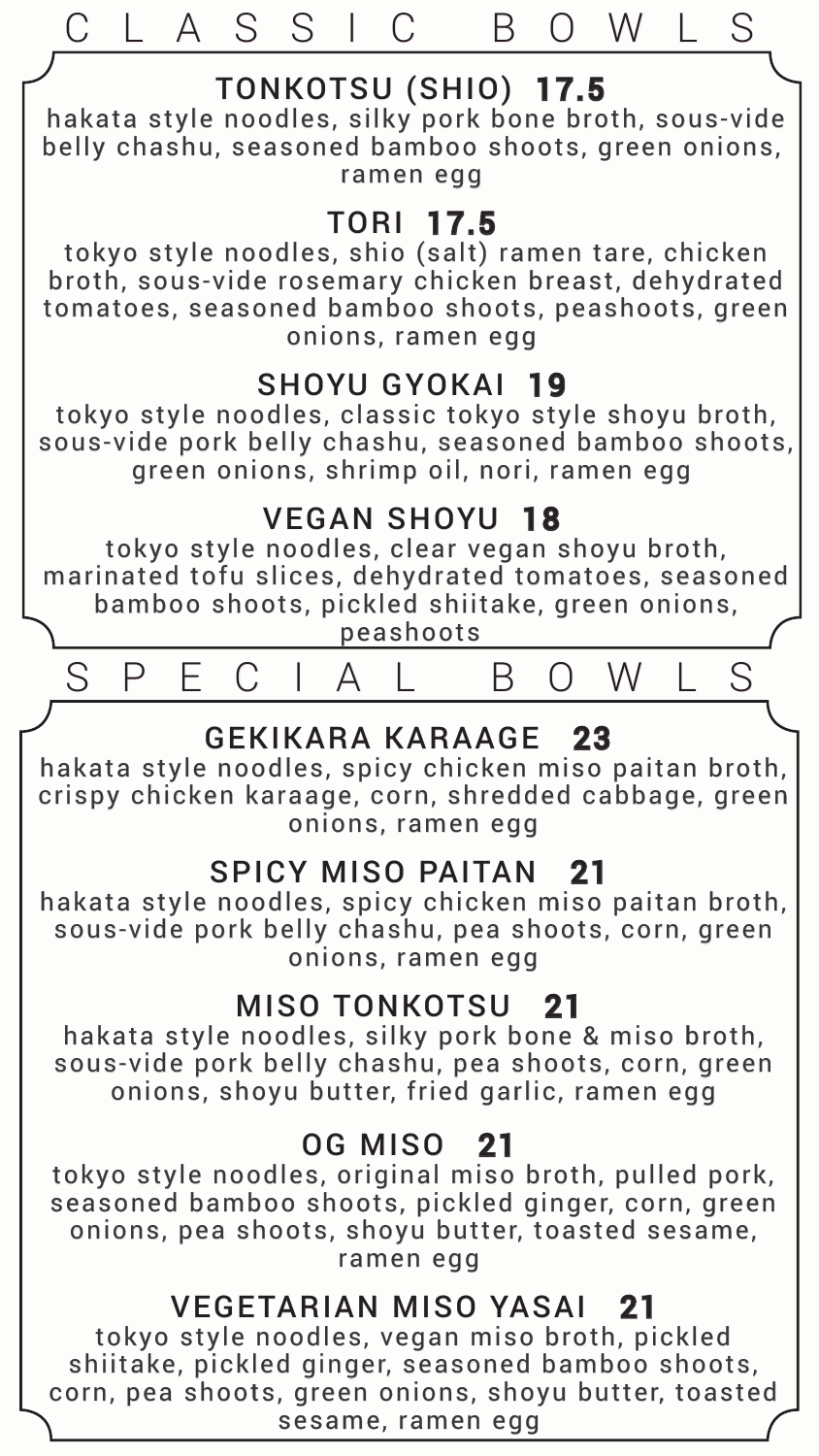# CLASSIC BOWLS

### TONKOTSU (SHIO) **17.5**

hakata style noodles, silky pork bone broth, sous-vide belly chashu, seasoned bamboo shoots, green onions, ramen egg

### TORI **17.5**

tokyo style noodles, shio (salt) ramen tare, chicken broth, sous-vide rosemary chicken breast, dehydrated tomatoes, seasoned bamboo shoots, peashoots, green onions, ramen egg

### SHOYU GYOKAI **19**

tokyo style noodles, classic tokyo style shoyu broth, sous-vide pork belly chashu, seasoned bamboo shoots, green onions, shrimp oil, nori, ramen egg

### VEGAN SHOYU **18**

tokyo style noodles, clear vegan shoyu broth, marinated tofu slices, dehydrated tomatoes, seasoned bamboo shoots, pickled shiitake, green onions, peashoots

# SPECIAL BOWLS

### GEKIKARA KARAAGE **23**

hakata style noodles, spicy chicken miso paitan broth, crispy chicken karaage, corn, shredded cabbage, green onions, ramen egg

### SPICY MISO PAITAN **21**

hakata style noodles, spicy chicken miso paitan broth, sous-vide pork belly chashu, pea shoots, corn, green onions, ramen egg

### MISO TONKOTSU **21**

hakata style noodles, silky pork bone & miso broth, sous-vide pork belly chashu, pea shoots, corn, green onions, shoyu butter, fried garlic, ramen egg

### OG MISO **21**

tokyo style noodles, original miso broth, pulled pork, seasoned bamboo shoots, pickled ginger, corn, green onions, pea shoots, shoyu butter, toasted sesame, ramen egg

### VEGETARIAN MISO YASAI **21**

tokyo style noodles, vegan miso broth, pickled shiitake, pickled ginger, seasoned bamboo shoots, corn, pea shoots, green onions, shoyu butter, toasted sesame, ramen egg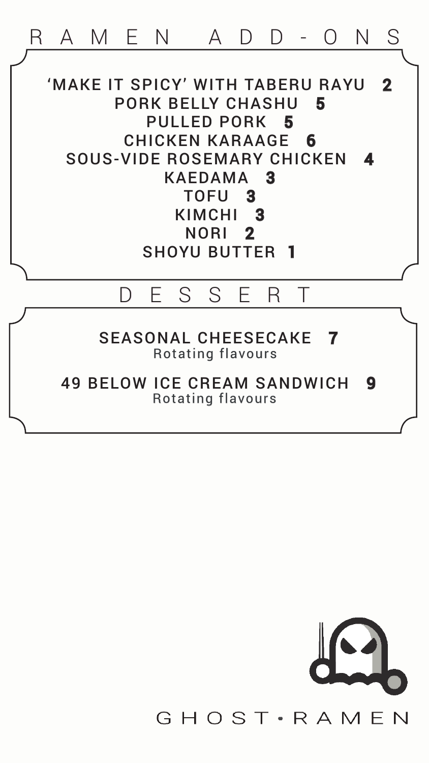# RAMEN ADD-ONS

'MAKE IT SPICY' WITH TABERU RAYU **2**

PORK BELLY CHASHU **5**

PULLED PORK **5**

CHICKEN KARAAGE **6**

SOUS-VIDE ROSEMARY CHICKEN **4**

KAEDAMA **3**

TOFU **3**

KIMCHI **3**

NORI **2**

SHOYU BUTTER **1**

# DESSERT

**SEASONAL CHEESECAKE** **7**
Rotating flavours

**49 BELOW ICE CREAM SANDWICH** **9**
Rotating flavours

GHOST • RAMEN